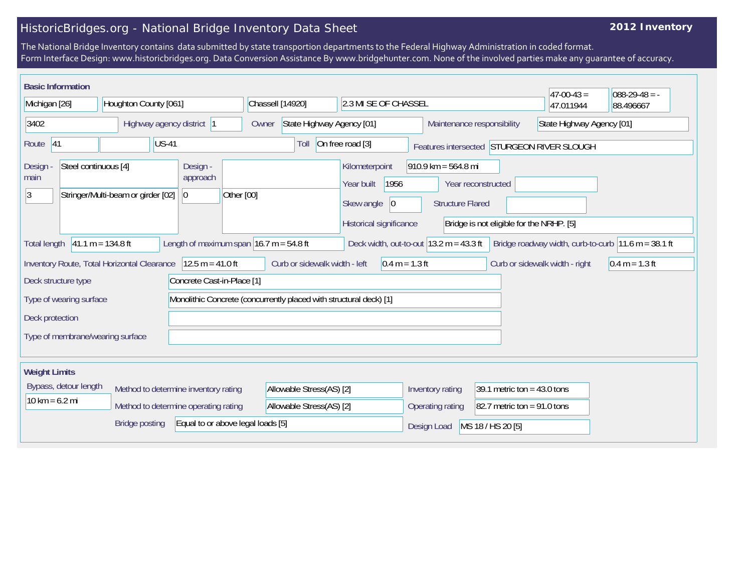# HistoricBridges.org - National Bridge Inventory Data Sheet

**2012 Inventory**

The National Bridge Inventory contains data submitted by state transportion departments to the Federal Highway Administration in coded format.
Form Interface Design: www.historicbridges.org. Data Conversion Assistance By www.bridgehunter.com. None of the involved parties make any guarantee of accuracy.

## Basic Information

| Field | Value |
|---|---|
| State | Michigan [26] |
| County | Houghton County [061] |
| Place | Chassell [14920] |
| Location | 2.3 MI SE OF CHASSEL |
| Latitude | 47-00-43 = 47.011944 |
| Longitude | 088-29-48 = -88.496667 |
| Structure number | 3402 |
| Highway agency district | 1 |
| Owner | State Highway Agency [01] |
| Maintenance responsibility | State Highway Agency [01] |
| Route | 41 |
| Route name | US-41 |
| Toll | On free road [3] |
| Features intersected | STURGEON RIVER SLOUGH |
| Design - main | Steel continuous [4] |
| Design - main (number of spans) | 3 |
| Design - main (type) | Stringer/Multi-beam or girder [02] |
| Design - approach | |
| Design - approach (number of spans) | 0 |
| Design - approach (type) | Other [00] |
| Kilometerpoint | 910.9 km = 564.8 mi |
| Year built | 1956 |
| Year reconstructed | |
| Skew angle | 0 |
| Structure Flared | |
| Historical significance | Bridge is not eligible for the NRHP. [5] |
| Total length | 41.1 m = 134.8 ft |
| Length of maximum span | 16.7 m = 54.8 ft |
| Deck width, out-to-out | 13.2 m = 43.3 ft |
| Bridge roadway width, curb-to-curb | 11.6 m = 38.1 ft |
| Inventory Route, Total Horizontal Clearance | 12.5 m = 41.0 ft |
| Curb or sidewalk width - left | 0.4 m = 1.3 ft |
| Curb or sidewalk width - right | 0.4 m = 1.3 ft |
| Deck structure type | Concrete Cast-in-Place [1] |
| Type of wearing surface | Monolithic Concrete (concurrently placed with structural deck) [1] |
| Deck protection | |
| Type of membrane/wearing surface | |

## Weight Limits

| Field | Value |
|---|---|
| Bypass, detour length | 10 km = 6.2 mi |
| Method to determine inventory rating | Allowable Stress(AS) [2] |
| Inventory rating | 39.1 metric ton = 43.0 tons |
| Method to determine operating rating | Allowable Stress(AS) [2] |
| Operating rating | 82.7 metric ton = 91.0 tons |
| Bridge posting | Equal to or above legal loads [5] |
| Design Load | MS 18 / HS 20 [5] |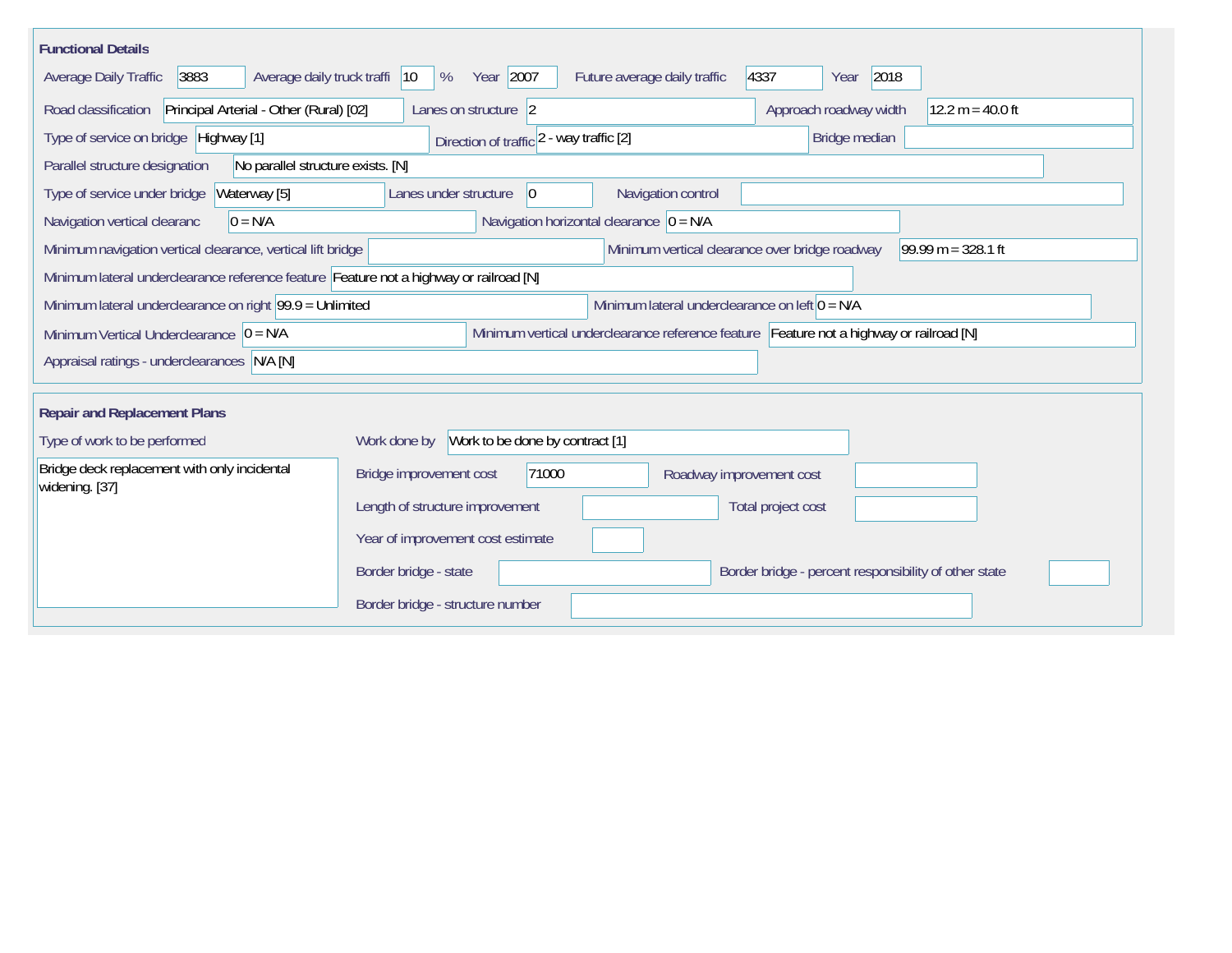## Functional Details

| Field | Value |
| --- | --- |
| Average Daily Traffic | 3883 |
| Average daily truck traffi | 10 % |
| Year | 2007 |
| Future average daily traffic | 4337 |
| Year | 2018 |
| Road classification | Principal Arterial - Other (Rural) [02] |
| Lanes on structure | 2 |
| Approach roadway width | 12.2 m = 40.0 ft |
| Type of service on bridge | Highway [1] |
| Direction of traffic | 2 - way traffic [2] |
| Bridge median | |
| Parallel structure designation | No parallel structure exists. [N] |
| Type of service under bridge | Waterway [5] |
| Lanes under structure | 0 |
| Navigation control | |
| Navigation vertical clearanc | 0 = N/A |
| Navigation horizontal clearance | 0 = N/A |
| Minimum navigation vertical clearance, vertical lift bridge | |
| Minimum vertical clearance over bridge roadway | 99.99 m = 328.1 ft |
| Minimum lateral underclearance reference feature | Feature not a highway or railroad [N] |
| Minimum lateral underclearance on right | 99.9 = Unlimited |
| Minimum lateral underclearance on left | 0 = N/A |
| Minimum Vertical Underclearance | 0 = N/A |
| Minimum vertical underclearance reference feature | Feature not a highway or railroad [N] |
| Appraisal ratings - underclearances | N/A [N] |

## Repair and Replacement Plans

| Field | Value |
| --- | --- |
| Type of work to be performed | Bridge deck replacement with only incidental widening. [37] |
| Work done by | Work to be done by contract [1] |
| Bridge improvement cost | 71000 |
| Roadway improvement cost | |
| Length of structure improvement | |
| Total project cost | |
| Year of improvement cost estimate | |
| Border bridge - state | |
| Border bridge - percent responsibility of other state | |
| Border bridge - structure number | |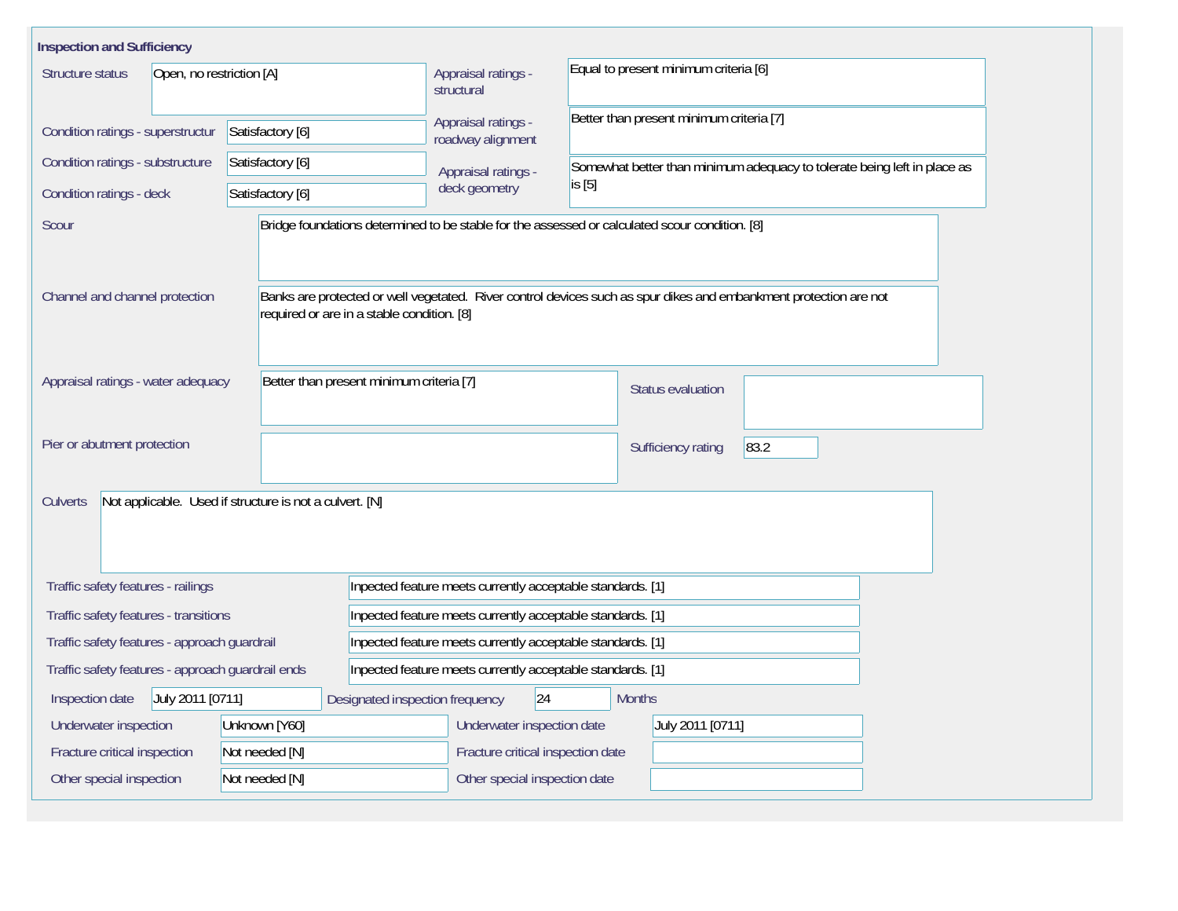## Inspection and Sufficiency

| Field | Value |
|---|---|
| Structure status | Open, no restriction [A] |
| Condition ratings - superstructur | Satisfactory [6] |
| Condition ratings - substructure | Satisfactory [6] |
| Condition ratings - deck | Satisfactory [6] |
| Appraisal ratings - structural | Equal to present minimum criteria [6] |
| Appraisal ratings - roadway alignment | Better than present minimum criteria [7] |
| Appraisal ratings - deck geometry | Somewhat better than minimum adequacy to tolerate being left in place as is [5] |
| Scour | Bridge foundations determined to be stable for the assessed or calculated scour condition. [8] |
| Channel and channel protection | Banks are protected or well vegetated. River control devices such as spur dikes and embankment protection are not required or are in a stable condition. [8] |
| Appraisal ratings - water adequacy | Better than present minimum criteria [7] |
| Status evaluation | |
| Pier or abutment protection | |
| Sufficiency rating | 83.2 |
| Culverts | Not applicable. Used if structure is not a culvert. [N] |
| Traffic safety features - railings | Inpected feature meets currently acceptable standards. [1] |
| Traffic safety features - transitions | Inpected feature meets currently acceptable standards. [1] |
| Traffic safety features - approach guardrail | Inpected feature meets currently acceptable standards. [1] |
| Traffic safety features - approach guardrail ends | Inpected feature meets currently acceptable standards. [1] |

| | | | |
|---|---|---|---|
| Inspection date | July 2011 [0711] | Designated inspection frequency | 24 Months |
| Underwater inspection | Unknown [Y60] | Underwater inspection date | July 2011 [0711] |
| Fracture critical inspection | Not needed [N] | Fracture critical inspection date | |
| Other special inspection | Not needed [N] | Other special inspection date | |